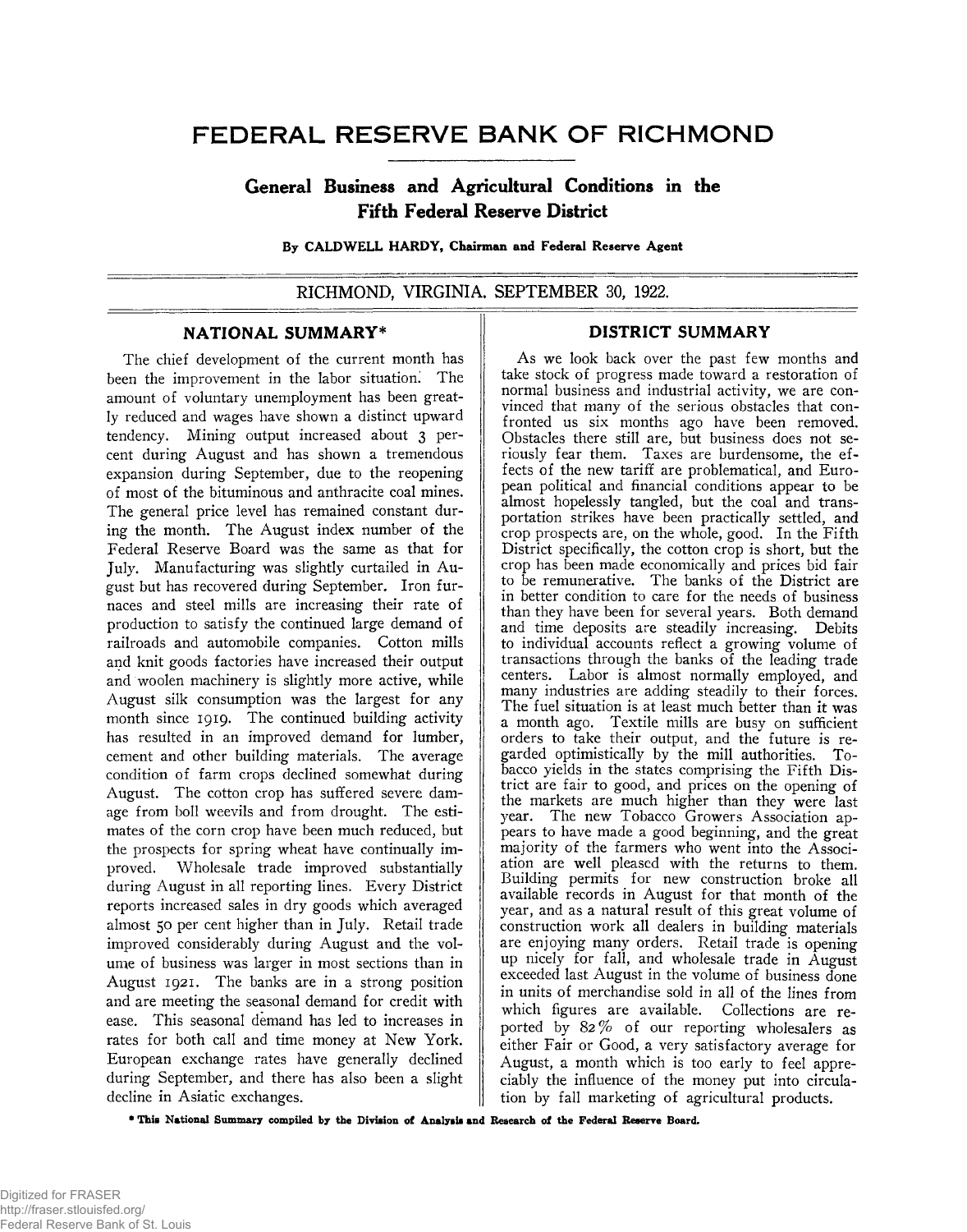# FEDERAL RESERVE BANK OF RICHMOND

## General Business and Agricultural Conditions in the Fifth Federal Reserve District

**By CALDWELL HARDY, Chairman and Federal Reserve Agent**

RICHMOND, VIRGINIA. SEPTEMBER 30, 1922.

### NATIONAL SUMMARY*

The chief development of the current month has been the improvement in the labor situation. The amount of voluntary unemployment has been greatly reduced and wages have shown a distinct upward tendency. Mining output increased about 3 per cent during August and has shown a tremendous expansion during September, due to the reopening of most of the bituminous and anthracite coal mines. The general price level has remained constant during the month. The August index number of the Federal Reserve Board was the same as that for July. Manufacturing was slightly curtailed in August but has recovered during September. Iron furnaces and steel mills are increasing their rate of production to satisfy the continued large demand of railroads and automobile companies. Cotton mills and knit goods factories have increased their output and woolen machinery is slightly more active, while August silk consumption was the largest for any month since 1919. The continued building activity has resulted in an improved demand for lumber, cement and other building materials. The average condition of farm crops declined somewhat during August. The cotton crop has suffered severe damage from boll weevils and from drought. The estimates of the corn crop have been much reduced, but the prospects for spring wheat have continually improved. Wholesale trade improved substantially during August in all reporting lines. Every District reports increased sales in dry goods which averaged almost 50 per cent higher than in July. Retail trade improved considerably during August and the volume of business was larger in most sections than in August 1921. The banks are in a strong position and are meeting the seasonal demand for credit with ease. This seasonal demand has led to increases in rates for both call and time money at New York. European exchange rates have generally declined during September, and there has also been a slight decline in Asiatic exchanges.

### DISTRICT SUMMARY

As we look back over the past few months and take stock of progress made toward a restoration of normal business and industrial activity, we are convinced that many of the serious obstacles that confronted us six months ago have been removed. Obstacles there still are, but business does not seriously fear them. Taxes are burdensome, the effects of the new tariff are problematical, and European political and financial conditions appear to be almost hopelessly tangled, but the coal and transportation strikes have been practically settled, and crop prospects are, on the whole, good. In the Fifth District specifically, the cotton crop is short, but the crop has been made economically and prices bid fair to be remunerative. The banks of the District are in better condition to care for the needs of business than they have been for several years. Both demand and time deposits are steadily increasing. Debits to individual accounts reflect a growing volume of transactions through the banks of the leading trade centers. Labor is almost normally employed, and many industries are adding steadily to their forces. The fuel situation is at least much better than it was a month ago. Textile mills are busy on sufficient orders to take their output, and the future is regarded optimistically by the mill authorities. Tobacco yields in the states comprising the Fifth District are fair to good, and prices on the opening of the markets are much higher than they were last year. The new Tobacco Growers Association appears to have made a good beginning, and the great majority of the farmers who went into the Association are well pleased with the returns to them. Building permits for new construction broke all available records in August for that month of the year, and as a natural result of this great volume of construction work all dealers in building materials are enjoying many orders. Retail trade is opening up nicely for fall, and wholesale trade in August exceeded last August in the volume of business done in units of merchandise sold in all of the lines from which figures are available. Collections are reported by 82% of our reporting wholesalers as either Fair or Good, a very satisfactory average for August, a month which is too early to feel appreciably the influence of the money put into circulation by fall marketing of agricultural products.

\* This National Summary compiled by the Division of Analysis and Research of the Federal Reserve Board.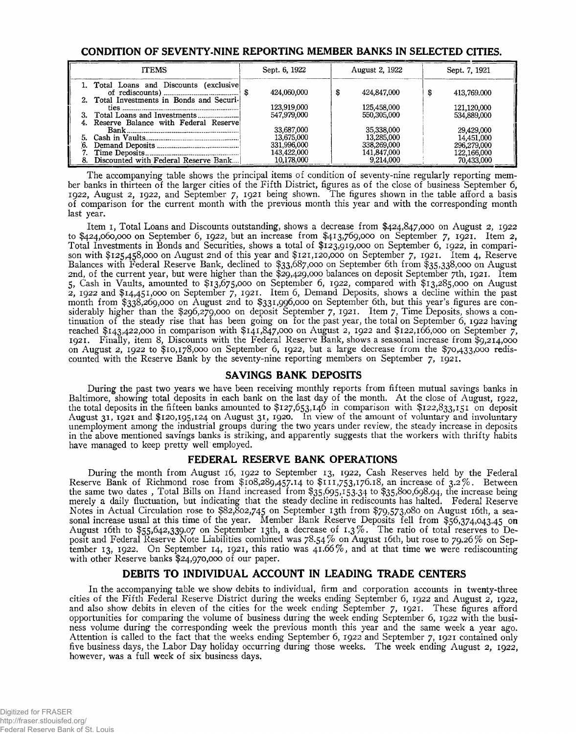## CONDITION OF SEVENTY-NINE REPORTING MEMBER BANKS IN SELECTED CITIES.

| ITEMS | Sept. 6, 1922 | August 2, 1922 | Sept. 7, 1921 |
|---|---|---|---|
| 1. Total Loans and Discounts (exclusive of rediscounts) | $ 424,060,000 | $ 424,847,000 | $ 413,769.000 |
| 2. Total Investments in Bonds and Securities | 123,919,000 | 125,458,000 | 121,120,000 |
| 3. Total Loans and Investments | 547,979,000 | 550,305,000 | 534,889,000 |
| 4. Reserve Balance with Federal Reserve Bank | 33,687,000 | 35,338,000 | 29,429,000 |
| 5. Cash in Vaults | 13,675,000 | 13,285,000 | 14,451,000 |
| 6. Demand Deposits | 331,996,000 | 338,269,000 | 296,279,000 |
| 7. Time Deposits | 143,422,000 | 141,847,000 | 122,166,000 |
| 8. Discounted with Federal Reserve Bank | 10,178,000 | 9,214,000 | 70,433,000 |

The accompanying table shows the principal items of condition of seventy-nine regularly reporting member banks in thirteen of the larger cities of the Fifth District, figures as of the close of business September 6, 1922, August 2, 1922, and September 7, 1921 being shown. The figures shown in the table afford a basis of comparison for the current month with the previous month this year and with the corresponding month last year.

Item 1, Total Loans and Discounts outstanding, shows a decrease from $424,847,000 on August 2, 1922 to $424,060,000 on September 6, 1922, but an increase from $413,769,000 on September 7, 1921. Item 2, Total Investments in Bonds and Securities, shows a total of $123,919,000 on September 6, 1922, in comparison with $125,458,000 on August 2nd of this year and $121,120,000 on September 7, 1921. Item 4, Reserve Balances with Federal Reserve Bank, declined to $33,687,000 on September 6th from $35,338,000 on August 2nd, of the current year, but were higher than the $29,429,000 balances on deposit September 7th, 1921. Item 5, Cash in Vaults, amounted to $13,675,000 on September 6, 1922, compared with $13,285,000 on August 2, 1922 and $14,451,000 on September 7, 1921. Item 6, Demand Deposits, shows a decline within the past month from $338,269,000 on August 2nd to $331,996,000 on September 6th, but this year's figures are considerably higher than the $296,279,000 on deposit September 7, 1921. Item 7, Time Deposits, shows a continuation of the steady rise that has been going on for the past year, the total on September 6, 1922 having reached $143,422,000 in comparison with $141,847,000 on August 2, 1922 and $122,166,000 on September 7, 1921. Finally, item 8, Discounts with the Federal Reserve Bank, shows a seasonal increase from $9,214,000 on August 2, 1922 to $10,178,000 on September 6, 1922, but a large decrease from the $70,433,000 rediscounted with the Reserve Bank by the seventy-nine reporting members on September 7, 1921.

## SAVINGS BANK DEPOSITS

During the past two years we have been receiving monthly reports from fifteen mutual savings banks in Baltimore, showing total deposits in each bank on the last day of the month. At the close of August, 1922, the total deposits in the fifteen banks amounted to $127,653,146 in comparison with $122,833,151 on deposit August 31, 1921 and $120,195,124 on August 31, 1920. In view of the amount of voluntary and involuntary unemployment among the industrial groups during the two years under review, the steady increase in deposits in the above mentioned savings banks is striking, and apparently suggests that the workers with thrifty habits have managed to keep pretty well employed.

## FEDERAL RESERVE BANK OPERATIONS

During the month from August 16, 1922 to September 13, 1922, Cash Reserves held by the Federal Reserve Bank of Richmond rose from $108,289,457.14 to $111,753,176.18, an increase of 3.2%. Between the same two dates , Total Bills on Hand increased from $35,695,153.34 to $35,800,698.94, the increase being merely a daily fluctuation, but indicating that the steady decline in rediscounts has halted. Federal Reserve Notes in Actual Circulation rose to $82,802,745 on September 13th from $79,573,080 on August 16th, a seasonal increase usual at this time of the year. Member Bank Reserve Deposits fell from $56,374,043.45 on August 16th to $55,642,339.07 on September 13th, a decrease of 1.3%. The ratio of total reserves to Deposit and Federal Reserve Note Liabilities combined was 78.54% on August 16th, but rose to 79.26% on September 13, 1922. On September 14, 1921, this ratio was 41.66%, and at that time we were rediscounting with other Reserve banks $24,970,000 of our paper.

## DEBITS TO INDIVIDUAL ACCOUNT IN LEADING TRADE CENTERS

In the accompanying table we show debits to individual, firm and corporation accounts in twenty-three cities of the Fifth Federal Reserve District during the weeks ending September 6, 1922 and August 2, 1922, and also show debits in eleven of the cities for the week ending September 7, 1921. These figures afford opportunities for comparing the volume of business during the week ending September 6, 1922 with the business volume during the corresponding week the previous month this year and the same week a year ago. Attention is called to the fact that the weeks ending September 6, 1922 and September 7, 1921 contained only five business days, the Labor Day holiday occurring during those weeks. The week ending August 2, 1922, however, was a full week of six business days.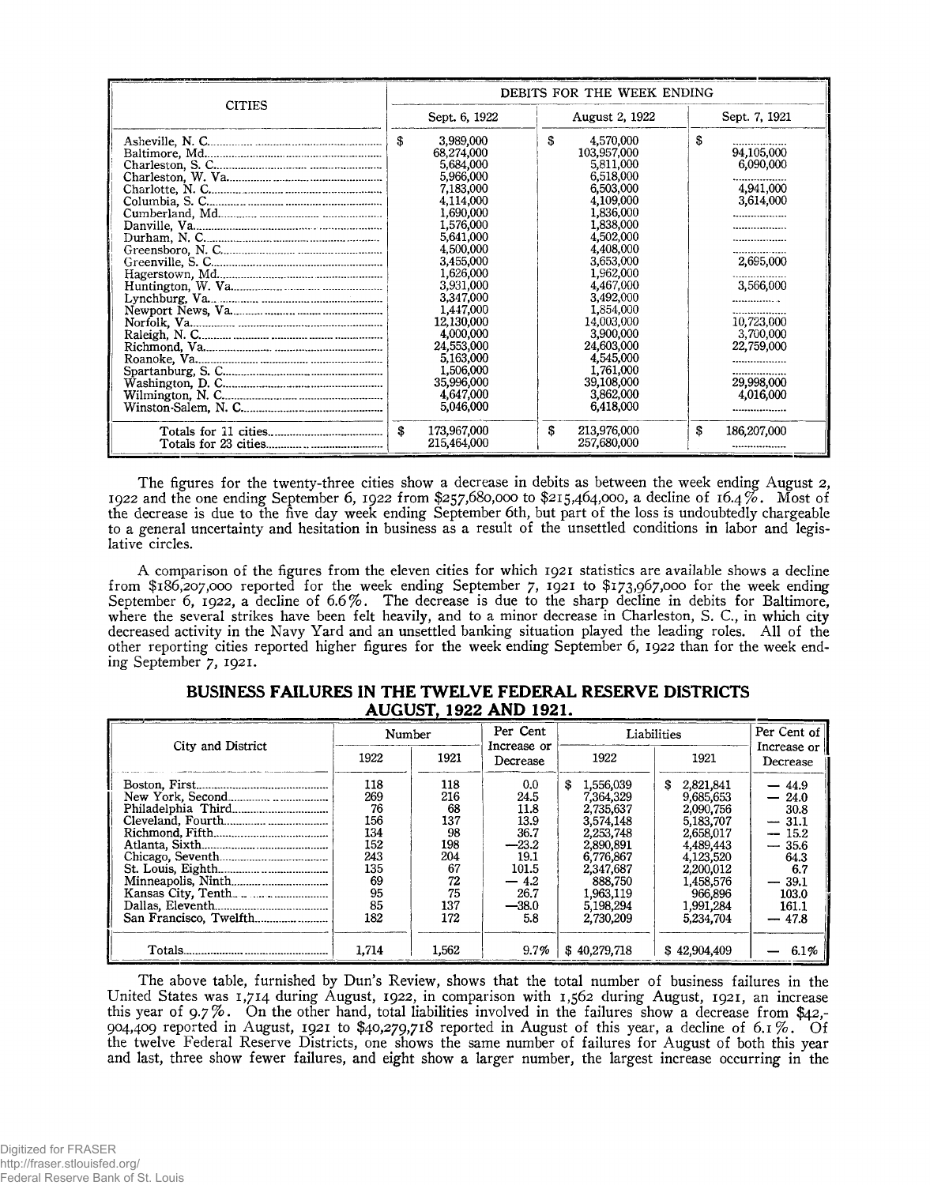| CITIES | DEBITS FOR THE WEEK ENDING | | |
|---|---|---|---|
| | Sept. 6, 1922 | August 2, 1922 | Sept. 7, 1921 |
| Asheville, N. C. | $ 3,989,000 | $ 4,570,000 | $ .................. |
| Baltimore, Md. | 68,274,000 | 103,957,000 | 94,105,000 |
| Charleston, S. C. | 5,684,000 | 5,811,000 | 6,090,000 |
| Charleston, W. Va. | 5,966,000 | 6,518,000 | .................. |
| Charlotte, N. C. | 7,183,000 | 6,503,000 | 4,941,000 |
| Columbia, S. C. | 4,114,000 | 4,109,000 | 3,614,000 |
| Cumberland, Md. | 1,690,000 | 1,836,000 | .................. |
| Danville, Va. | 1,576,000 | 1,838,000 | .................. |
| Durham, N. C. | 5,641,000 | 4,502,000 | .................. |
| Greensboro, N. C. | 4,500,000 | 4,408,000 | .................. |
| Greenville, S. C. | 3,455,000 | 3,653,000 | 2,695,000 |
| Hagerstown, Md. | 1,626,000 | 1,962,000 | .................. |
| Huntington, W. Va. | 3,931,000 | 4,467,000 | 3,566,000 |
| Lynchburg, Va. | 3,347,000 | 3,492,000 | .................. |
| Newport News, Va. | 1,447,000 | 1,854,000 | .................. |
| Norfolk, Va. | 12,130,000 | 14,003,000 | 10,723,000 |
| Raleigh, N. C. | 4,000,000 | 3,900,000 | 3,700,000 |
| Richmond, Va. | 24,553,000 | 24,603,000 | 22,759,000 |
| Roanoke, Va. | 5,163,000 | 4,545,000 | .................. |
| Spartanburg, S. C. | 1,506,000 | 1,761,000 | .................. |
| Washington, D. C. | 35,996,000 | 39,108,000 | 29,998,000 |
| Wilmington, N. C. | 4,647,000 | 3,862,000 | 4,016,000 |
| Winston-Salem, N. C. | 5,046,000 | 6,418,000 | .................. |
| Totals for 11 cities | $ 173,967,000 | $ 213,976,000 | $ 186,207,000 |
| Totals for 23 cities | 215,464,000 | 257,680,000 | .................. |

The figures for the twenty-three cities show a decrease in debits as between the week ending August 2, 1922 and the one ending September 6, 1922 from $257,680,000 to $215,464,000, a decline of 16.4%. Most of the decrease is due to the five day week ending September 6th, but part of the loss is undoubtedly chargeable to a general uncertainty and hesitation in business as a result of the unsettled conditions in labor and legislative circles.

A comparison of the figures from the eleven cities for which 1921 statistics are available shows a decline from $186,207,000 reported for the week ending September 7, 1921 to $173,967,000 for the week ending September 6, 1922, a decline of 6.6%. The decrease is due to the sharp decline in debits for Baltimore, where the several strikes have been felt heavily, and to a minor decrease in Charleston, S. C., in which city decreased activity in the Navy Yard and an unsettled banking situation played the leading roles. All of the other reporting cities reported higher figures for the week ending September 6, 1922 than for the week ending September 7, 1921.

## BUSINESS FAILURES IN THE TWELVE FEDERAL RESERVE DISTRICTS AUGUST, 1922 AND 1921.

| City and District | Number | | Per Cent Increase or Decrease | Liabilities | | Per Cent of Increase or Decrease |
|---|---|---|---|---|---|---|
| | 1922 | 1921 | | 1922 | 1921 | |
| Boston, First | 118 | 118 | 0.0 | $ 1,556,039 | $ 2,821,841 | — 44.9 |
| New York, Second | 269 | 216 | 24.5 | 7,364,329 | 9,685,653 | — 24.0 |
| Philadelphia Third | 76 | 68 | 11.8 | 2,735,637 | 2,090,756 | 30.8 |
| Cleveland, Fourth | 156 | 137 | 13.9 | 3,574,148 | 5,183,707 | — 31.1 |
| Richmond, Fifth | 134 | 98 | 36.7 | 2,253,748 | 2,658,017 | — 15.2 |
| Atlanta, Sixth | 152 | 198 | —23.2 | 2,890,891 | 4,489,443 | — 35.6 |
| Chicago, Seventh | 243 | 204 | 19.1 | 6,776,867 | 4,123,520 | 64.3 |
| St. Louis, Eighth | 135 | 67 | 101.5 | 2,347,687 | 2,200,012 | 6.7 |
| Minneapolis, Ninth | 69 | 72 | — 4.2 | 888,750 | 1,458,576 | — 39.1 |
| Kansas City, Tenth | 95 | 75 | 26.7 | 1,963,119 | 966,896 | 103.0 |
| Dallas, Eleventh | 85 | 137 | —38.0 | 5,198,294 | 1,991,284 | 161.1 |
| San Francisco, Twelfth | 182 | 172 | 5.8 | 2,730,209 | 5,234,704 | — 47.8 |
| Totals | 1,714 | 1,562 | 9.7% | $ 40,279,718 | $ 42,904,409 | — 6.1% |

The above table, furnished by Dun's Review, shows that the total number of business failures in the United States was 1,714 during August, 1922, in comparison with 1,562 during August, 1921, an increase this year of 9.7%. On the other hand, total liabilities involved in the failures show a decrease from $42,904,409 reported in August, 1921 to $40,279,718 reported in August of this year, a decline of 6.1%. Of the twelve Federal Reserve Districts, one shows the same number of failures for August of both this year and last, three show fewer failures, and eight show a larger number, the largest increase occurring in the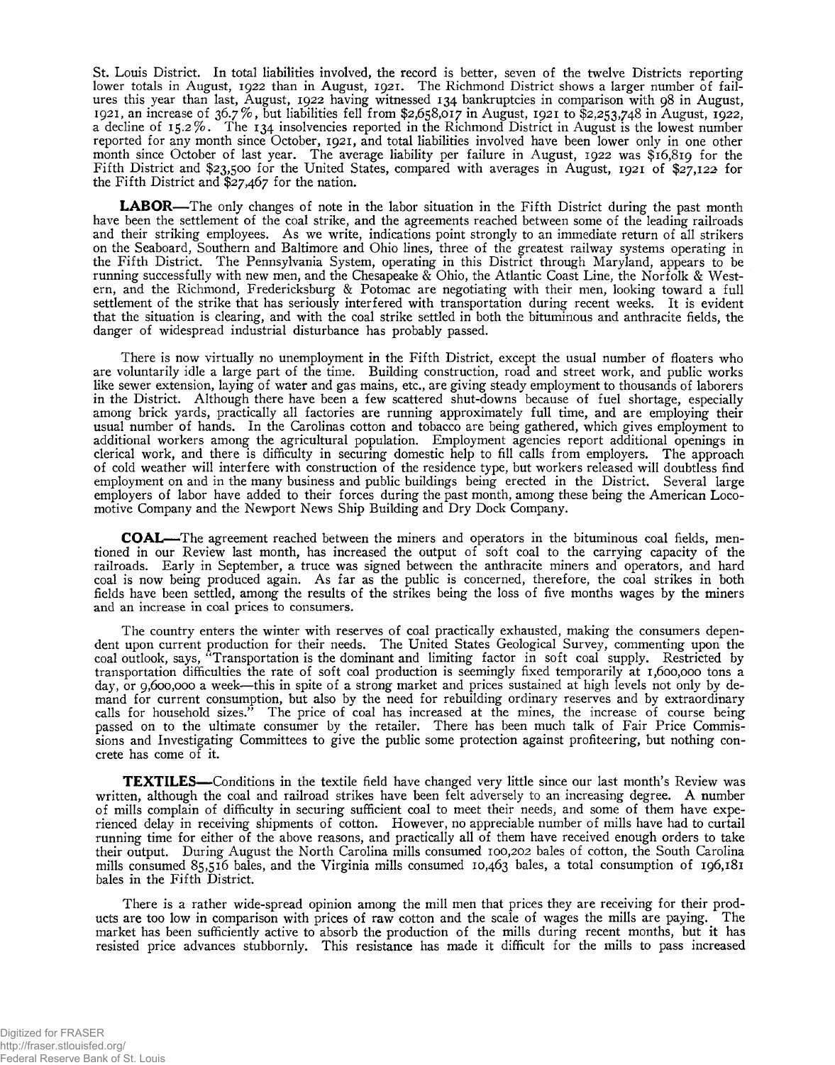St. Louis District. In total liabilities involved, the record is better, seven of the twelve Districts reporting lower totals in August, 1922 than in August, 1921. The Richmond District shows a larger number of failures this year than last, August, 1922 having witnessed 134 bankruptcies in comparison with 98 in August, 1921, an increase of 36.7%, but liabilities fell from $2,658,017 in August, 1921 to $2,253,748 in August, 1922, a decline of 15.2%. The 134 insolvencies reported in the Richmond District in August is the lowest number reported for any month since October, 1921, and total liabilities involved have been lower only in one other month since October of last year. The average liability per failure in August, 1922 was $16,819 for the Fifth District and $23,500 for the United States, compared with averages in August, 1921 of $27,122 for the Fifth District and $27,467 for the nation.

**LABOR**—The only changes of note in the labor situation in the Fifth District during the past month have been the settlement of the coal strike, and the agreements reached between some of the leading railroads and their striking employees. As we write, indications point strongly to an immediate return of all strikers on the Seaboard, Southern and Baltimore and Ohio lines, three of the greatest railway systems operating in the Fifth District. The Pennsylvania System, operating in this District through Maryland, appears to be running successfully with new men, and the Chesapeake & Ohio, the Atlantic Coast Line, the Norfolk & Western, and the Richmond, Fredericksburg & Potomac are negotiating with their men, looking toward a full settlement of the strike that has seriously interfered with transportation during recent weeks. It is evident that the situation is clearing, and with the coal strike settled in both the bituminous and anthracite fields, the danger of widespread industrial disturbance has probably passed.

There is now virtually no unemployment in the Fifth District, except the usual number of floaters who are voluntarily idle a large part of the time. Building construction, road and street work, and public works like sewer extension, laying of water and gas mains, etc., are giving steady employment to thousands of laborers in the District. Although there have been a few scattered shut-downs because of fuel shortage, especially among brick yards, practically all factories are running approximately full time, and are employing their usual number of hands. In the Carolinas cotton and tobacco are being gathered, which gives employment to additional workers among the agricultural population. Employment agencies report additional openings in clerical work, and there is difficulty in securing domestic help to fill calls from employers. The approach of cold weather will interfere with construction of the residence type, but workers released will doubtless find employment on and in the many business and public buildings being erected in the District. Several large employers of labor have added to their forces during the past month, among these being the American Locomotive Company and the Newport News Ship Building and Dry Dock Company.

**COAL**—The agreement reached between the miners and operators in the bituminous coal fields, mentioned in our Review last month, has increased the output of soft coal to the carrying capacity of the railroads. Early in September, a truce was signed between the anthracite miners and operators, and hard coal is now being produced again. As far as the public is concerned, therefore, the coal strikes in both fields have been settled, among the results of the strikes being the loss of five months wages by the miners and an increase in coal prices to consumers.

The country enters the winter with reserves of coal practically exhausted, making the consumers dependent upon current production for their needs. The United States Geological Survey, commenting upon the coal outlook, says, "Transportation is the dominant and limiting factor in soft coal supply. Restricted by transportation difficulties the rate of soft coal production is seemingly fixed temporarily at 1,600,000 tons a day, or 9,600,000 a week—this in spite of a strong market and prices sustained at high levels not only by demand for current consumption, but also by the need for rebuilding ordinary reserves and by extraordinary calls for household sizes." The price of coal has increased at the mines, the increase of course being passed on to the ultimate consumer by the retailer. There has been much talk of Fair Price Commissions and Investigating Committees to give the public some protection against profiteering, but nothing concrete has come of it.

**TEXTILES**—Conditions in the textile field have changed very little since our last month's Review was written, although the coal and railroad strikes have been felt adversely to an increasing degree. A number of mills complain of difficulty in securing sufficient coal to meet their needs, and some of them have experienced delay in receiving shipments of cotton. However, no appreciable number of mills have had to curtail running time for either of the above reasons, and practically all of them have received enough orders to take their output. During August the North Carolina mills consumed 100,202 bales of cotton, the South Carolina mills consumed 85,516 bales, and the Virginia mills consumed 10,463 bales, a total consumption of 196,181 bales in the Fifth District.

There is a rather wide-spread opinion among the mill men that prices they are receiving for their products are too low in comparison with prices of raw cotton and the scale of wages the mills are paying. The market has been sufficiently active to absorb the production of the mills during recent months, but it has resisted price advances stubbornly. This resistance has made it difficult for the mills to pass increased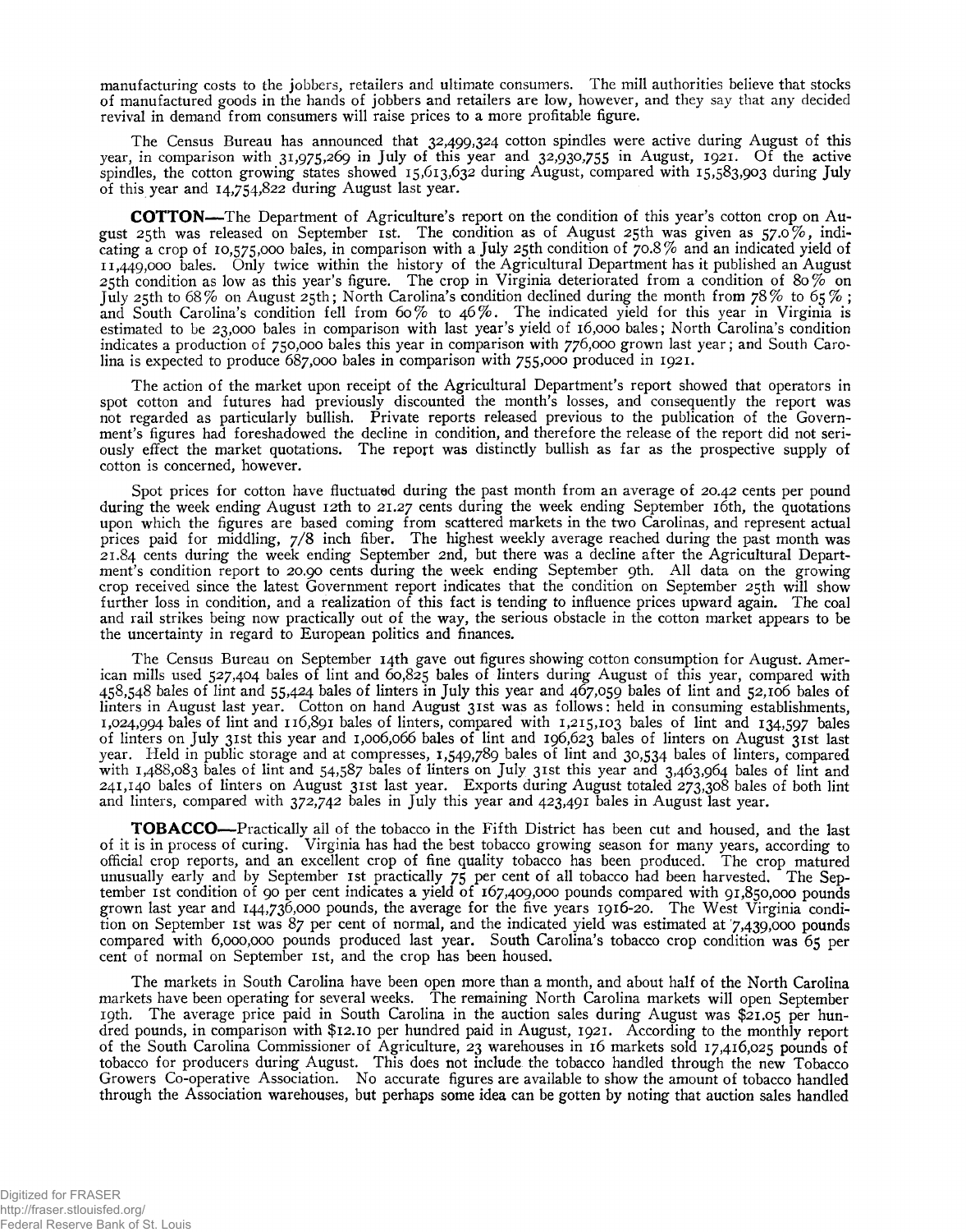manufacturing costs to the jobbers, retailers and ultimate consumers. The mill authorities believe that stocks of manufactured goods in the hands of jobbers and retailers are low, however, and they say that any decided revival in demand from consumers will raise prices to a more profitable figure.

The Census Bureau has announced that 32,499,324 cotton spindles were active during August of this year, in comparison with 31,975,269 in July of this year and 32,930,755 in August, 1921. Of the active spindles, the cotton growing states showed 15,613,632 during August, compared with 15,583,903 during July of this year and 14,754,822 during August last year.

**COTTON**—The Department of Agriculture's report on the condition of this year's cotton crop on August 25th was released on September 1st. The condition as of August 25th was given as 57.0%, indicating a crop of 10,575,000 bales, in comparison with a July 25th condition of 70.8% and an indicated yield of 11,449,000 bales. Only twice within the history of the Agricultural Department has it published an August 25th condition as low as this year's figure. The crop in Virginia deteriorated from a condition of 80% on July 25th to 68% on August 25th; North Carolina's condition declined during the month from 78% to 65%; and South Carolina's condition fell from 60% to 46%. The indicated yield for this year in Virginia is estimated to be 23,000 bales in comparison with last year's yield of 16,000 bales; North Carolina's condition indicates a production of 750,000 bales this year in comparison with 776,000 grown last year; and South Carolina is expected to produce 687,000 bales in comparison with 755,000 produced in 1921.

The action of the market upon receipt of the Agricultural Department's report showed that operators in spot cotton and futures had previously discounted the month's losses, and consequently the report was not regarded as particularly bullish. Private reports released previous to the publication of the Government's figures had foreshadowed the decline in condition, and therefore the release of the report did not seriously effect the market quotations. The report was distinctly bullish as far as the prospective supply of cotton is concerned, however.

Spot prices for cotton have fluctuated during the past month from an average of 20.42 cents per pound during the week ending August 12th to 21.27 cents during the week ending September 16th, the quotations upon which the figures are based coming from scattered markets in the two Carolinas, and represent actual prices paid for middling, 7/8 inch fiber. The highest weekly average reached during the past month was 21.84 cents during the week ending September 2nd, but there was a decline after the Agricultural Department's condition report to 20.90 cents during the week ending September 9th. All data on the growing crop received since the latest Government report indicates that the condition on September 25th will show further loss in condition, and a realization of this fact is tending to influence prices upward again. The coal and rail strikes being now practically out of the way, the serious obstacle in the cotton market appears to be the uncertainty in regard to European politics and finances.

The Census Bureau on September 14th gave out figures showing cotton consumption for August. American mills used 527,404 bales of lint and 60,825 bales of linters during August of this year, compared with 458,548 bales of lint and 55,424 bales of linters in July this year and 467,059 bales of lint and 52,106 bales of linters in August last year. Cotton on hand August 31st was as follows: held in consuming establishments, 1,024,994 bales of lint and 116,891 bales of linters, compared with 1,215,103 bales of lint and 134,597 bales of linters on July 31st this year and 1,006,066 bales of lint and 196,623 bales of linters on August 31st last year. Held in public storage and at compresses, 1,549,789 bales of lint and 30,534 bales of linters, compared with 1,488,083 bales of lint and 54,587 bales of linters on July 31st this year and 3,463,964 bales of lint and 241,140 bales of linters on August 31st last year. Exports during August totaled 273,308 bales of both lint and linters, compared with 372,742 bales in July this year and 423,491 bales in August last year.

**TOBACCO**—Practically all of the tobacco in the Fifth District has been cut and housed, and the last of it is in process of curing. Virginia has had the best tobacco growing season for many years, according to official crop reports, and an excellent crop of fine quality tobacco has been produced. The crop matured unusually early and by September 1st practically 75 per cent of all tobacco had been harvested. The September 1st condition of 90 per cent indicates a yield of 167,409,000 pounds compared with 91,850,000 pounds grown last year and 144,736,000 pounds, the average for the five years 1916-20. The West Virginia condition on September 1st was 87 per cent of normal, and the indicated yield was estimated at 7,439,000 pounds compared with 6,000,000 pounds produced last year. South Carolina's tobacco crop condition was 65 per cent of normal on September 1st, and the crop has been housed.

The markets in South Carolina have been open more than a month, and about half of the North Carolina markets have been operating for several weeks. The remaining North Carolina markets will open September 19th. The average price paid in South Carolina in the auction sales during August was $21.05 per hundred pounds, in comparison with $12.10 per hundred paid in August, 1921. According to the monthly report of the South Carolina Commissioner of Agriculture, 23 warehouses in 16 markets sold 17,416,025 pounds of tobacco for producers during August. This does not include the tobacco handled through the new Tobacco Growers Co-operative Association. No accurate figures are available to show the amount of tobacco handled through the Association warehouses, but perhaps some idea can be gotten by noting that auction sales handled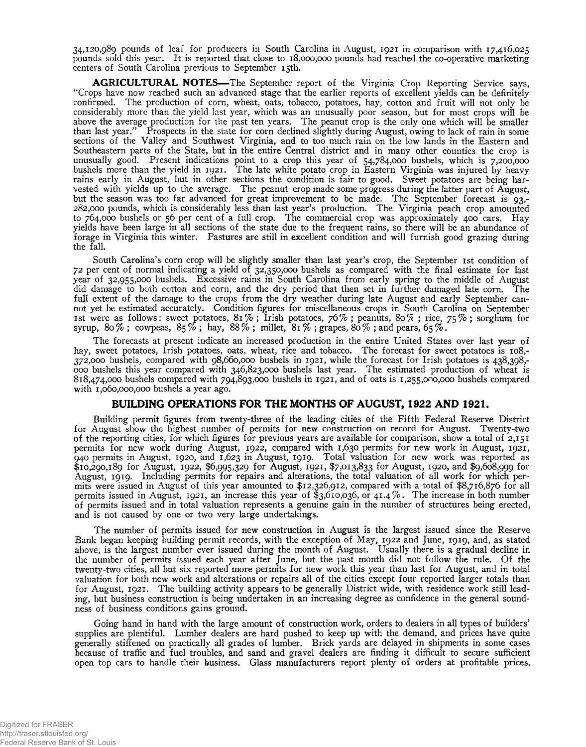34,120,989 pounds of leaf for producers in South Carolina in August, 1921 in comparison with 17,416,025 pounds sold this year. It is reported that close to 18,000,000 pounds had reached the co-operative marketing centers of South Carolina previous to September 15th.

**AGRICULTURAL NOTES**—The September report of the Virginia Crop Reporting Service says, "Crops have now reached such an advanced stage that the earlier reports of excellent yields can be definitely confirmed. The production of corn, wheat, oats, tobacco, potatoes, hay, cotton and fruit will not only be considerably more than the yield last year, which was an unusually poor season, but for most crops will be above the average production for the past ten years. The peanut crop is the only one which will be smaller than last year." Prospects in the state for corn declined slightly during August, owing to lack of rain in some sections of the Valley and Southwest Virginia, and to too much rain on the low lands in the Eastern and Southeastern parts of the State, but in the entire Central district and in many other counties the crop is unusually good. Present indications point to a crop this year of 54,784,000 bushels, which is 7,200,000 bushels more than the yield in 1921. The late white potato crop in Eastern Virginia was injured by heavy rains early in August, but in other sections the condition is fair to good. Sweet potatoes are being harvested with yields up to the average. The peanut crop made some progress during the latter part of August, but the season was too far advanced for great improvement to be made. The September forecast is 93,282,000 pounds, which is considerably less than last year's production. The Virginia peach crop amounted to 764,000 bushels or 56 per cent of a full crop. The commercial crop was approximately 400 cars. Hay yields have been large in all sections of the state due to the frequent rains, so there will be an abundance of forage in Virginia this winter. Pastures are still in excellent condition and will furnish good grazing during the fall.

South Carolina's corn crop will be slightly smaller than last year's crop, the September 1st condition of 72 per cent of normal indicating a yield of 32,350,000 bushels as compared with the final estimate for last year of 32,955,000 bushels. Excessive rains in South Carolina from early spring to the middle of August did damage to both cotton and corn, and the dry period that then set in further damaged late corn. The full extent of the damage to the crops from the dry weather during late August and early September cannot yet be estimated accurately. Condition figures for miscellaneous crops in South Carolina on September 1st were as follows: sweet potatoes, 81%; Irish potatoes, 76%; peanuts, 80%; rice, 75%; sorghum for syrup, 80%; cowpeas, 85%; hay, 88%; millet, 81%; grapes, 80%; and pears, 65%.

The forecasts at present indicate an increased production in the entire United States over last year of hay, sweet potatoes, Irish potatoes, oats, wheat, rice and tobacco. The forecast for sweet potatoes is 108,372,000 bushels, compared with 98,660,000 bushels in 1921, while the forecast for Irish potatoes is 438,398,000 bushels this year compared with 346,823,000 bushels last year. The estimated production of wheat is 818,474,000 bushels compared with 794,893,000 bushels in 1921, and of oats is 1,255,000,000 bushels compared with 1,060,000,000 bushels a year ago.

## BUILDING OPERATIONS FOR THE MONTHS OF AUGUST, 1922 AND 1921.

Building permit figures from twenty-three of the leading cities of the Fifth Federal Reserve District for August show the highest number of permits for new construction on record for August. Twenty-two of the reporting cities, for which figures for previous years are available for comparison, show a total of 2,151 permits for new work during August, 1922, compared with 1,630 permits for new work in August, 1921, 940 permits in August, 1920, and 1,623 in August, 1919. Total valuation for new work was reported as $10,290,189 for August, 1922, $6,995,329 for August, 1921, $7,013,833 for August, 1920, and $9,608,999 for August, 1919. Including permits for repairs and alterations, the total valuation of all work for which permits were issued in August of this year amounted to $12,326,912, compared with a total of $8,716,876 for all permits issued in August, 1921, an increase this year of $3,610,036, or 41.4%. The increase in both number of permits issued and in total valuation represents a genuine gain in the number of structures being erected, and is not caused by one or two very large undertakings.

The number of permits issued for new construction in August is the largest issued since the Reserve Bank began keeping building permit records, with the exception of May, 1922 and June, 1919, and, as stated above, is the largest number ever issued during the month of August. Usually there is a gradual decline in the number of permits issued each year after June, but the past month did not follow the rule. Of the twenty-two cities, all but six reported more permits for new work this year than last for August, and in total valuation for both new work and alterations or repairs all of the cities except four reported larger totals than for August, 1921. The building activity appears to be generally District wide, with residence work still leading, but business construction is being undertaken in an increasing degree as confidence in the general soundness of business conditions gains ground.

Going hand in hand with the large amount of construction work, orders to dealers in all types of builders' supplies are plentiful. Lumber dealers are hard pushed to keep up with the demand, and prices have quite generally stiffened on practically all grades of lumber. Brick yards are delayed in shipments in some cases because of traffic and fuel troubles, and sand and gravel dealers are finding it difficult to secure sufficient open top cars to handle their business. Glass manufacturers report plenty of orders at profitable prices.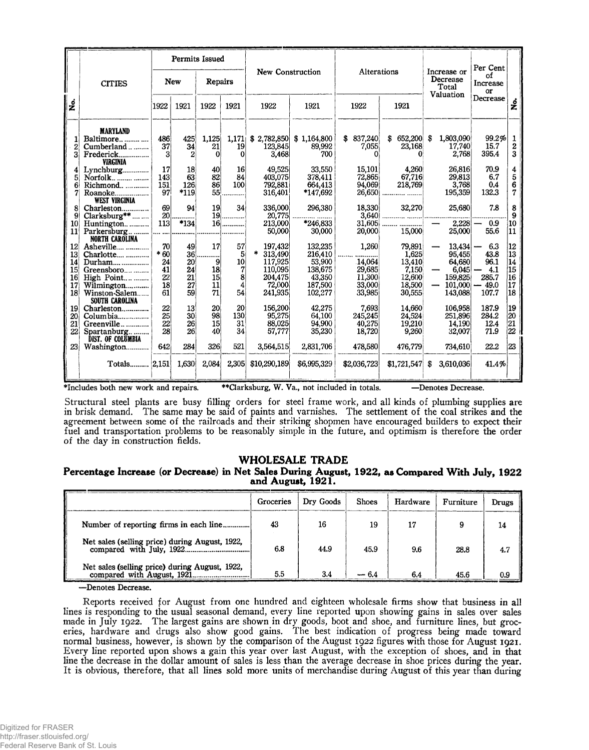| No. | CITIES | Permits Issued | | | | New Construction | | Alterations | | Increase or Decrease Total Valuation | Per Cent of Increase or Decrease | No. |
|---|---|---|---|---|---|---|---|---|---|---|---|---|
| | | New | | Repairs | | | | | | | | |
| | | 1922 | 1921 | 1922 | 1921 | 1922 | 1921 | 1922 | 1921 | | | |
| | **MARYLAND** | | | | | | | | | | | |
| 1 | Baltimore | 486 | 425 | 1,125 | 1,171 | $ 2,782,850 | $ 1,164,800 | $ 837,240 | $ 652,200 | $ 1,803,090 | 99.2% | 1 |
| 2 | Cumberland | 37 | 34 | 21 | 19 | 123,845 | 89,992 | 7,055 | 23,168 | 17,740 | 15.7 | 2 |
| 3 | Frederick | 3 | 2 | 0 | 0 | 3,468 | 700 | 0 | 0 | 2,768 | 395.4 | 3 |
| | **VIRGINIA** | | | | | | | | | | | |
| 4 | Lynchburg | 17 | 18 | 40 | 16 | 49,525 | 33,550 | 15,101 | 4,260 | 26,816 | 70.9 | 4 |
| 5 | Norfolk | 143 | 63 | 82 | 84 | 403,075 | 378,411 | 72,865 | 67,716 | 29,813 | 6.7 | 5 |
| 6 | Richmond | 151 | 126 | 86 | 100 | 792,881 | 664,413 | 94,069 | 218,769 | 3,768 | 0.4 | 6 |
| 7 | Roanoke | 97 | *119 | 55 | | 316,401 | *147,692 | 26,650 | | 195,359 | 132.3 | 7 |
| | **WEST VIRGINIA** | | | | | | | | | | | |
| 8 | Charleston | 69 | 94 | 19 | 34 | 336,000 | 296,380 | 18,330 | 32,270 | 25,680 | 7.8 | 8 |
| 9 | Clarksburg** | 20 | | 19 | | 20,775 | | 3,640 | | | | 9 |
| 10 | Huntington | 113 | *134 | 16 | | 213,000 | *246,833 | 31,605 | | — 2,228 | — 0.9 | 10 |
| 11 | Parkersburg | | | | | 50,000 | 30,000 | 20,000 | 15,000 | 25,000 | 55.6 | 11 |
| | **NORTH CAROLINA** | | | | | | | | | | | |
| 12 | Asheville | 70 | 49 | 17 | 57 | 197,432 | 132,235 | 1,260 | 79,891 | — 13,434 | — 6.3 | 12 |
| 13 | Charlotte | * 60 | 36 | | 5 | * 313,490 | 216,410 | | 1,625 | 95,455 | 43.8 | 13 |
| 14 | Durham | 24 | 20 | 9 | 10 | 117,925 | 53,900 | 14,064 | 13,410 | 64,680 | 96.1 | 14 |
| 15 | Greensboro | 41 | 24 | 18 | 7 | 110,095 | 138,675 | 29,685 | 7,150 | — 6,045 | — 4.1 | 15 |
| 16 | High Point | 22 | 21 | 15 | 8 | 204,475 | 43,350 | 11,300 | 12,600 | 159,825 | 285.7 | 16 |
| 17 | Wilmington | 18 | 27 | 11 | 4 | 72,000 | 187,500 | 33,000 | 18,500 | — 101,000 | — 49.0 | 17 |
| 18 | Winston-Salem | 61 | 59 | 71 | 54 | 241,935 | 102,277 | 33,985 | 30,555 | 143,088 | 107.7 | 18 |
| | **SOUTH CAROLINA** | | | | | | | | | | | |
| 19 | Charleston | 22 | 13 | 20 | 20 | 156,200 | 42,275 | 7,693 | 14,660 | 106,958 | 187.9 | 19 |
| 20 | Columbia | 25 | 30 | 98 | 130 | 95,275 | 64,100 | 245,245 | 24,524 | 251,896 | 284.2 | 20 |
| 21 | Greenville | 22 | 26 | 15 | 31 | 88,025 | 94,900 | 40,275 | 19,210 | 14,190 | 12.4 | 21 |
| 22 | Spartanburg | 28 | 26 | 40 | 34 | 57,777 | 35,230 | 18,720 | 9,260 | 32,007 | 71.9 | 22 |
| | **DIST. OF COLUMBIA** | | | | | | | | | | | |
| 23 | Washington | 642 | 284 | 326 | 521 | 3,564,515 | 2,831,706 | 478,580 | 476,779 | 734,610 | 22.2 | 23 |
| | Totals | 2,151 | 1,630 | 2,084 | 2,305 | $10,290,189 | $6,995,329 | $2,036,723 | $1,721,547 | $ 3,610,036 | 41.4% | |

*Includes both new work and repairs. **Clarksburg, W. Va., not included in totals. —Denotes Decrease.

Structural steel plants are busy filling orders for steel frame work, and all kinds of plumbing supplies are in brisk demand. The same may be said of paints and varnishes. The settlement of the coal strikes and the agreement between some of the railroads and their striking shopmen have encouraged builders to expect their fuel and transportation problems to be reasonably simple in the future, and optimism is therefore the order of the day in construction fields.

## WHOLESALE TRADE

### Percentage Increase (or Decrease) in Net Sales During August, 1922, as Compared With July, 1922 and August, 1921.

| | Groceries | Dry Goods | Shoes | Hardware | Furniture | Drugs |
|---|---|---|---|---|---|---|
| Number of reporting firms in each line | 43 | 16 | 19 | 17 | 9 | 14 |
| Net sales (selling price) during August, 1922, compared with July, 1922 | 6.8 | 44.9 | 45.9 | 9.6 | 28.8 | 4.7 |
| Net sales (selling price) during August, 1922, compared with August, 1921 | 5.5 | 3.4 | — 6.4 | 6.4 | 45.6 | 0.9 |

—Denotes Decrease.

Reports received for August from one hundred and eighteen wholesale firms show that business in all lines is responding to the usual seasonal demand, every line reported upon showing gains in sales over sales made in July 1922. The largest gains are shown in dry goods, boot and shoe, and furniture lines, but groceries, hardware and drugs also show good gains. The best indication of progress being made toward normal business, however, is shown by the comparison of the August 1922 figures with those for August 1921. Every line reported upon shows a gain this year over last August, with the exception of shoes, and in that line the decrease in the dollar amount of sales is less than the average decrease in shoe prices during the year. It is obvious, therefore, that all lines sold more units of merchandise during August of this year than during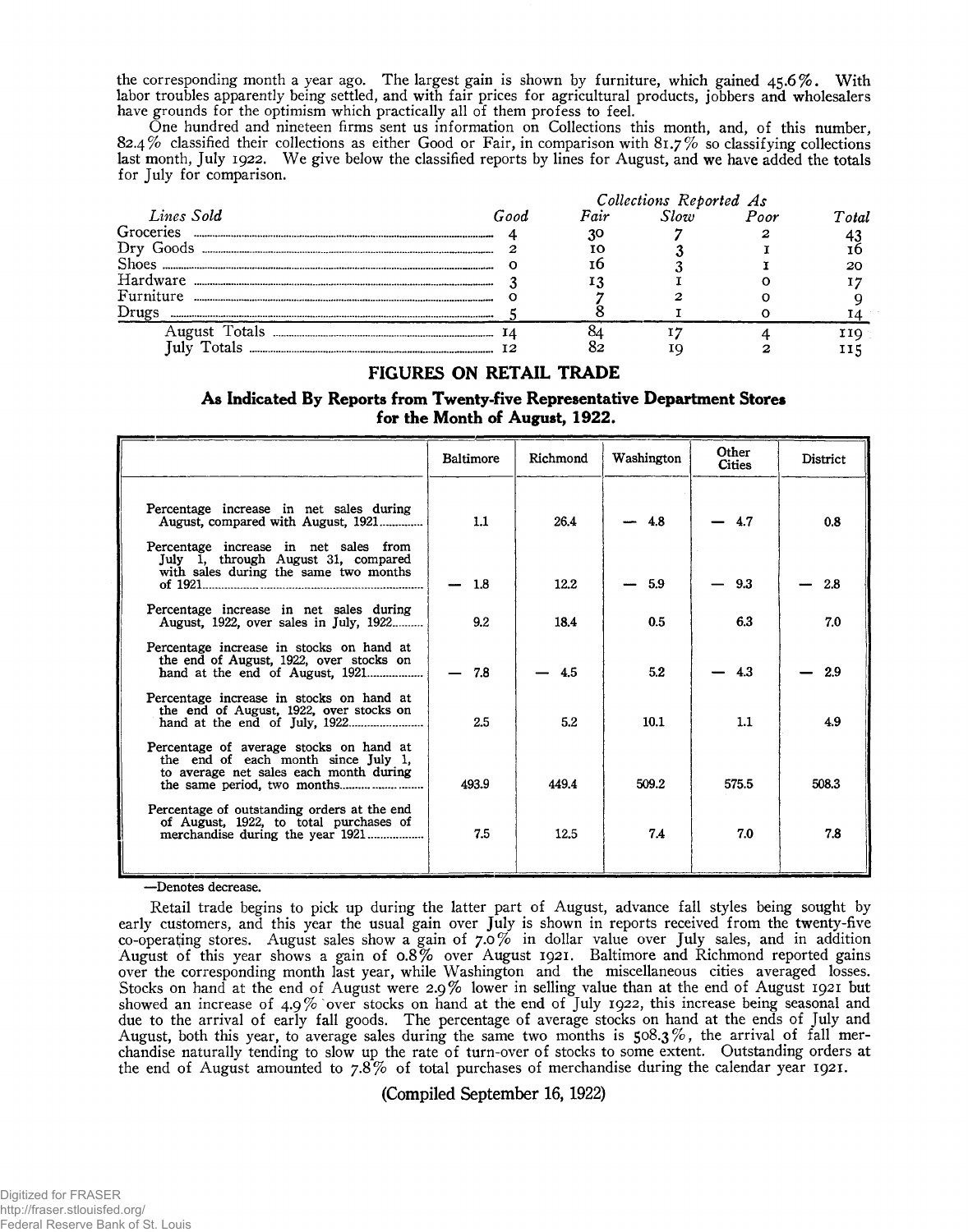the corresponding month a year ago. The largest gain is shown by furniture, which gained 45.6%. With labor troubles apparently being settled, and with fair prices for agricultural products, jobbers and wholesalers have grounds for the optimism which practically all of them profess to feel.

One hundred and nineteen firms sent us information on Collections this month, and, of this number, 82.4% classified their collections as either Good or Fair, in comparison with 81.7% so classifying collections last month, July 1922. We give below the classified reports by lines for August, and we have added the totals for July for comparison.

| | *Collections Reported As* | | | | |
|---|---|---|---|---|---|
| *Lines Sold* | *Good* | *Fair* | *Slow* | *Poor* | *Total* |
| Groceries | 4 | 30 | 7 | 2 | 43 |
| Dry Goods | 2 | 10 | 3 | 1 | 16 |
| Shoes | 0 | 16 | 3 | 1 | 20 |
| Hardware | 3 | 13 | 1 | 0 | 17 |
| Furniture | 0 | 7 | 2 | 0 | 9 |
| Drugs | 5 | 8 | 1 | 0 | 14 |
| August Totals | 14 | 84 | 17 | 4 | 119 |
| July Totals | 12 | 82 | 19 | 2 | 115 |

## FIGURES ON RETAIL TRADE

### As Indicated By Reports from Twenty-five Representative Department Stores for the Month of August, 1922.

| | Baltimore | Richmond | Washington | Other Cities | District |
|---|---|---|---|---|---|
| Percentage increase in net sales during August, compared with August, 1921 | 1.1 | 26.4 | — 4.8 | — 4.7 | 0.8 |
| Percentage increase in net sales from July 1, through August 31, compared with sales during the same two months of 1921 | — 1.8 | 12.2 | — 5.9 | — 9.3 | — 2.8 |
| Percentage increase in net sales during August, 1922, over sales in July, 1922 | 9.2 | 18.4 | 0.5 | 6.3 | 7.0 |
| Percentage increase in stocks on hand at the end of August, 1922, over stocks on hand at the end of August, 1921 | — 7.8 | — 4.5 | 5.2 | — 4.3 | — 2.9 |
| Percentage increase in stocks on hand at the end of August, 1922, over stocks on hand at the end of July, 1922 | 2.5 | 5.2 | 10.1 | 1.1 | 4.9 |
| Percentage of average stocks on hand at the end of each month since July 1, to average net sales each month during the same period, two months | 493.9 | 449.4 | 509.2 | 575.5 | 508.3 |
| Percentage of outstanding orders at the end of August, 1922, to total purchases of merchandise during the year 1921 | 7.5 | 12.5 | 7.4 | 7.0 | 7.8 |

—Denotes decrease.

Retail trade begins to pick up during the latter part of August, advance fall styles being sought by early customers, and this year the usual gain over July is shown in reports received from the twenty-five co-operating stores. August sales show a gain of 7.0% in dollar value over July sales, and in addition August of this year shows a gain of 0.8% over August 1921. Baltimore and Richmond reported gains over the corresponding month last year, while Washington and the miscellaneous cities averaged losses. Stocks on hand at the end of August were 2.9% lower in selling value than at the end of August 1921 but showed an increase of 4.9% over stocks on hand at the end of July 1922, this increase being seasonal and due to the arrival of early fall goods. The percentage of average stocks on hand at the ends of July and August, both this year, to average sales during the same two months is 508.3%, the arrival of fall merchandise naturally tending to slow up the rate of turn-over of stocks to some extent. Outstanding orders at the end of August amounted to 7.8% of total purchases of merchandise during the calendar year 1921.

(Compiled September 16, 1922)